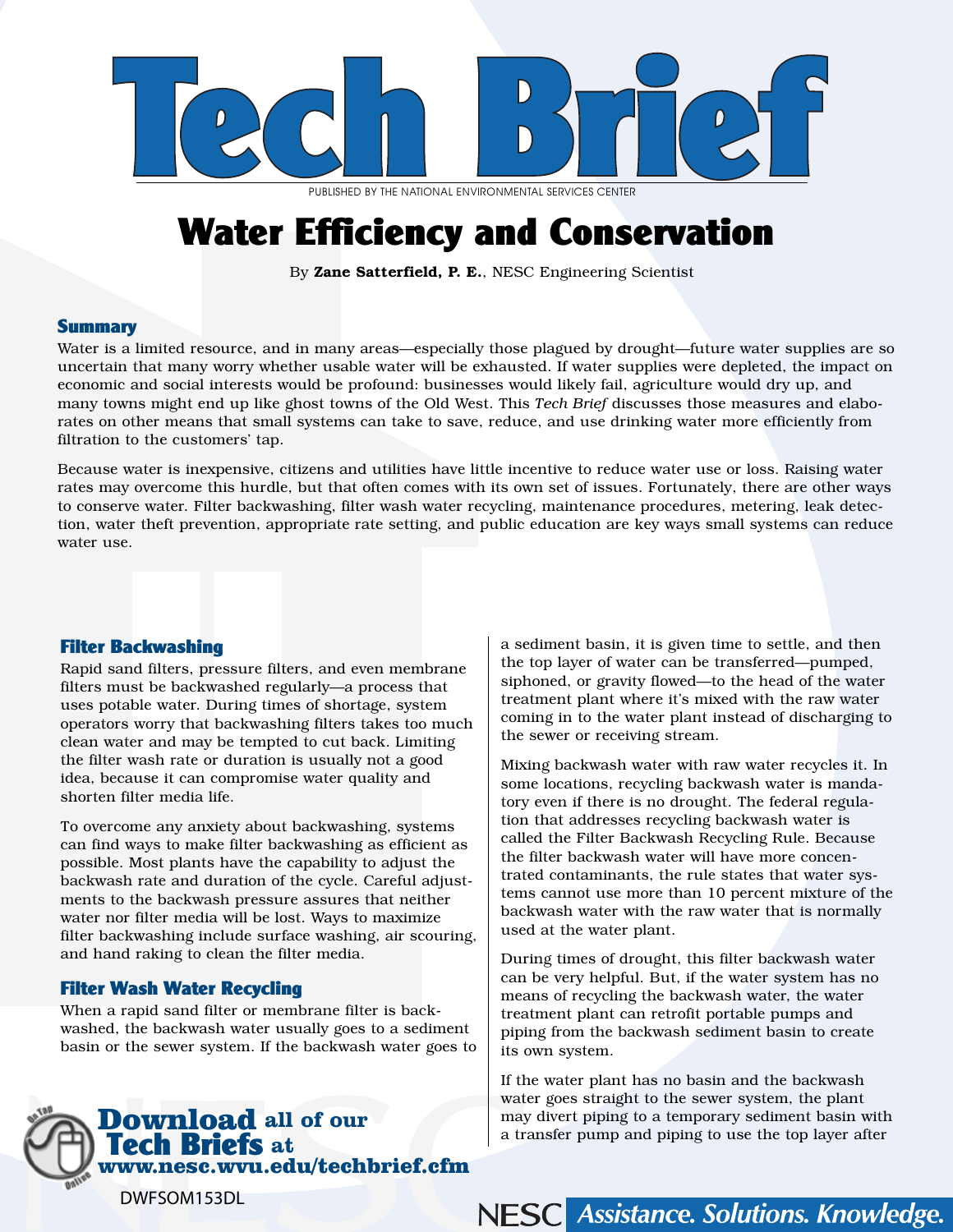# Tech Brief

PUBLISHED BY THE NATIONAL ENVIRONMENTAL SERVICES CENTER

# Water Efficiency and Conservation

By **Zane Satterfield, P. E.**, NESC Engineering Scientist

## Summary

Water is a limited resource, and in many areas—especially those plagued by drought—future water supplies are so uncertain that many worry whether usable water will be exhausted. If water supplies were depleted, the impact on economic and social interests would be profound: businesses would likely fail, agriculture would dry up, and many towns might end up like ghost towns of the Old West. This *Tech Brief* discusses those measures and elaborates on other means that small systems can take to save, reduce, and use drinking water more efficiently from filtration to the customers' tap.

Because water is inexpensive, citizens and utilities have little incentive to reduce water use or loss. Raising water rates may overcome this hurdle, but that often comes with its own set of issues. Fortunately, there are other ways to conserve water. Filter backwashing, filter wash water recycling, maintenance procedures, metering, leak detection, water theft prevention, appropriate rate setting, and public education are key ways small systems can reduce water use.

## Filter Backwashing

Rapid sand filters, pressure filters, and even membrane filters must be backwashed regularly—a process that uses potable water. During times of shortage, system operators worry that backwashing filters takes too much clean water and may be tempted to cut back. Limiting the filter wash rate or duration is usually not a good idea, because it can compromise water quality and shorten filter media life.

To overcome any anxiety about backwashing, systems can find ways to make filter backwashing as efficient as possible. Most plants have the capability to adjust the backwash rate and duration of the cycle. Careful adjustments to the backwash pressure assures that neither water nor filter media will be lost. Ways to maximize filter backwashing include surface washing, air scouring, and hand raking to clean the filter media.

## Filter Wash Water Recycling

When a rapid sand filter or membrane filter is backwashed, the backwash water usually goes to a sediment basin or the sewer system. If the backwash water goes to a sediment basin, it is given time to settle, and then the top layer of water can be transferred—pumped, siphoned, or gravity flowed—to the head of the water treatment plant where it's mixed with the raw water coming in to the water plant instead of discharging to the sewer or receiving stream.

Mixing backwash water with raw water recycles it. In some locations, recycling backwash water is mandatory even if there is no drought. The federal regulation that addresses recycling backwash water is called the Filter Backwash Recycling Rule. Because the filter backwash water will have more concentrated contaminants, the rule states that water systems cannot use more than 10 percent mixture of the backwash water with the raw water that is normally used at the water plant.

During times of drought, this filter backwash water can be very helpful. But, if the water system has no means of recycling the backwash water, the water treatment plant can retrofit portable pumps and piping from the backwash sediment basin to create its own system.

If the water plant has no basin and the backwash water goes straight to the sewer system, the plant may divert piping to a temporary sediment basin with a transfer pump and piping to use the top layer after

**Download all of our Tech Briefs at www.nesc.wvu.edu/techbrief.cfm**

DWFSOM153DL

NESC *Assistance. Solutions. Knowledge.*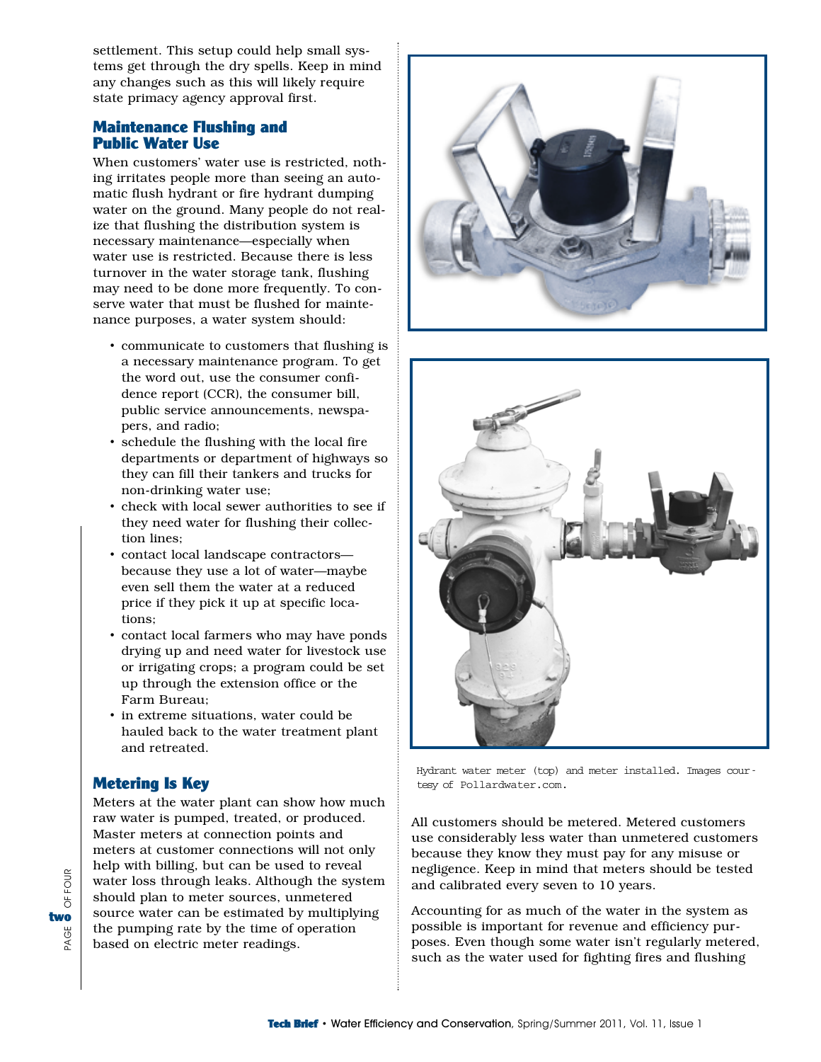settlement. This setup could help small systems get through the dry spells. Keep in mind any changes such as this will likely require state primacy agency approval first.

## Maintenance Flushing and Public Water Use

When customers' water use is restricted, nothing irritates people more than seeing an automatic flush hydrant or fire hydrant dumping water on the ground. Many people do not realize that flushing the distribution system is necessary maintenance—especially when water use is restricted. Because there is less turnover in the water storage tank, flushing may need to be done more frequently. To conserve water that must be flushed for maintenance purposes, a water system should:

- communicate to customers that flushing is a necessary maintenance program. To get the word out, use the consumer confidence report (CCR), the consumer bill, public service announcements, newspapers, and radio;
- schedule the flushing with the local fire departments or department of highways so they can fill their tankers and trucks for non-drinking water use;
- check with local sewer authorities to see if they need water for flushing their collection lines;
- contact local landscape contractors—because they use a lot of water—maybe even sell them the water at a reduced price if they pick it up at specific locations;
- contact local farmers who may have ponds drying up and need water for livestock use or irrigating crops; a program could be set up through the extension office or the Farm Bureau;
- in extreme situations, water could be hauled back to the water treatment plant and retreated.

## Metering Is Key

Meters at the water plant can show how much raw water is pumped, treated, or produced. Master meters at connection points and meters at customer connections will not only help with billing, but can be used to reveal water loss through leaks. Although the system should plan to meter sources, unmetered source water can be estimated by multiplying the pumping rate by the time of operation based on electric meter readings.

Hydrant water meter (top) and meter installed. Images courtesy of Pollardwater.com.

All customers should be metered. Metered customers use considerably less water than unmetered customers because they know they must pay for any misuse or negligence. Keep in mind that meters should be tested and calibrated every seven to 10 years.

Accounting for as much of the water in the system as possible is important for revenue and efficiency purposes. Even though some water isn't regularly metered, such as the water used for fighting fires and flushing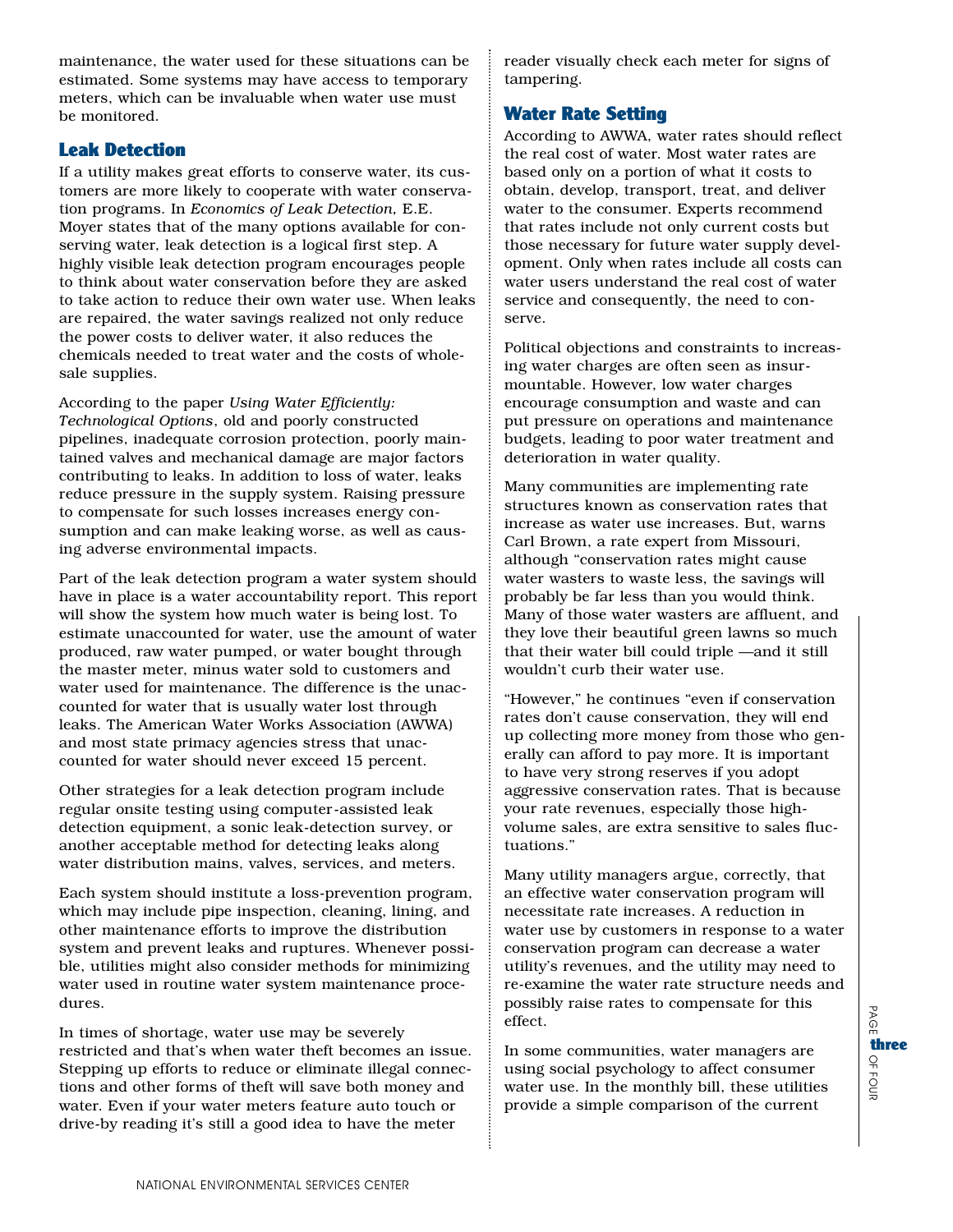maintenance, the water used for these situations can be estimated. Some systems may have access to temporary meters, which can be invaluable when water use must be monitored.

## Leak Detection

If a utility makes great efforts to conserve water, its customers are more likely to cooperate with water conservation programs. In *Economics of Leak Detection,* E.E. Moyer states that of the many options available for conserving water, leak detection is a logical first step. A highly visible leak detection program encourages people to think about water conservation before they are asked to take action to reduce their own water use. When leaks are repaired, the water savings realized not only reduce the power costs to deliver water, it also reduces the chemicals needed to treat water and the costs of wholesale supplies.

According to the paper *Using Water Efficiently: Technological Options*, old and poorly constructed pipelines, inadequate corrosion protection, poorly maintained valves and mechanical damage are major factors contributing to leaks. In addition to loss of water, leaks reduce pressure in the supply system. Raising pressure to compensate for such losses increases energy consumption and can make leaking worse, as well as causing adverse environmental impacts.

Part of the leak detection program a water system should have in place is a water accountability report. This report will show the system how much water is being lost. To estimate unaccounted for water, use the amount of water produced, raw water pumped, or water bought through the master meter, minus water sold to customers and water used for maintenance. The difference is the unaccounted for water that is usually water lost through leaks. The American Water Works Association (AWWA) and most state primacy agencies stress that unaccounted for water should never exceed 15 percent.

Other strategies for a leak detection program include regular onsite testing using computer-assisted leak detection equipment, a sonic leak-detection survey, or another acceptable method for detecting leaks along water distribution mains, valves, services, and meters.

Each system should institute a loss-prevention program, which may include pipe inspection, cleaning, lining, and other maintenance efforts to improve the distribution system and prevent leaks and ruptures. Whenever possible, utilities might also consider methods for minimizing water used in routine water system maintenance procedures.

In times of shortage, water use may be severely restricted and that's when water theft becomes an issue. Stepping up efforts to reduce or eliminate illegal connections and other forms of theft will save both money and water. Even if your water meters feature auto touch or drive-by reading it's still a good idea to have the meter reader visually check each meter for signs of tampering.

## Water Rate Setting

According to AWWA, water rates should reflect the real cost of water. Most water rates are based only on a portion of what it costs to obtain, develop, transport, treat, and deliver water to the consumer. Experts recommend that rates include not only current costs but those necessary for future water supply development. Only when rates include all costs can water users understand the real cost of water service and consequently, the need to conserve.

Political objections and constraints to increasing water charges are often seen as insurmountable. However, low water charges encourage consumption and waste and can put pressure on operations and maintenance budgets, leading to poor water treatment and deterioration in water quality.

Many communities are implementing rate structures known as conservation rates that increase as water use increases. But, warns Carl Brown, a rate expert from Missouri, although "conservation rates might cause water wasters to waste less, the savings will probably be far less than you would think. Many of those water wasters are affluent, and they love their beautiful green lawns so much that their water bill could triple —and it still wouldn't curb their water use.

"However," he continues "even if conservation rates don't cause conservation, they will end up collecting more money from those who generally can afford to pay more. It is important to have very strong reserves if you adopt aggressive conservation rates. That is because your rate revenues, especially those high-volume sales, are extra sensitive to sales fluctuations."

Many utility managers argue, correctly, that an effective water conservation program will necessitate rate increases. A reduction in water use by customers in response to a water conservation program can decrease a water utility's revenues, and the utility may need to re-examine the water rate structure needs and possibly raise rates to compensate for this effect.

In some communities, water managers are using social psychology to affect consumer water use. In the monthly bill, these utilities provide a simple comparison of the current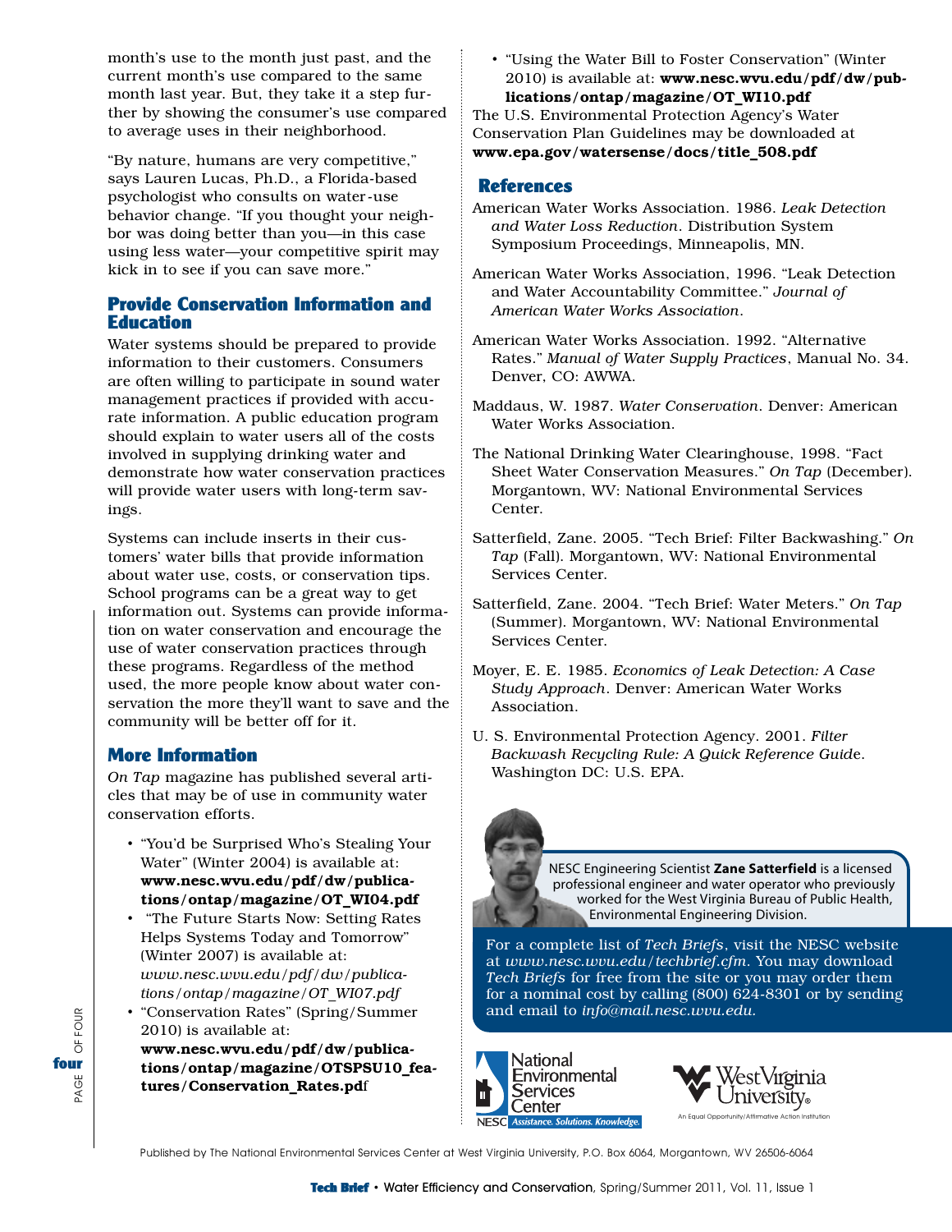month's use to the month just past, and the current month's use compared to the same month last year. But, they take it a step further by showing the consumer's use compared to average uses in their neighborhood.

"By nature, humans are very competitive," says Lauren Lucas, Ph.D., a Florida-based psychologist who consults on water-use behavior change. "If you thought your neighbor was doing better than you—in this case using less water—your competitive spirit may kick in to see if you can save more."

## Provide Conservation Information and Education

Water systems should be prepared to provide information to their customers. Consumers are often willing to participate in sound water management practices if provided with accurate information. A public education program should explain to water users all of the costs involved in supplying drinking water and demonstrate how water conservation practices will provide water users with long-term savings.

Systems can include inserts in their customers' water bills that provide information about water use, costs, or conservation tips. School programs can be a great way to get information out. Systems can provide information on water conservation and encourage the use of water conservation practices through these programs. Regardless of the method used, the more people know about water conservation the more they'll want to save and the community will be better off for it.

## More Information

*On Tap* magazine has published several articles that may be of use in community water conservation efforts.

- "You'd be Surprised Who's Stealing Your Water" (Winter 2004) is available at: **www.nesc.wvu.edu/pdf/dw/publications/ontap/magazine/OT_WI04.pdf**
- "The Future Starts Now: Setting Rates Helps Systems Today and Tomorrow" (Winter 2007) is available at: *www.nesc.wvu.edu/pdf/dw/publications/ontap/magazine/OT_WI07.pdf*
- "Conservation Rates" (Spring/Summer 2010) is available at: **www.nesc.wvu.edu/pdf/dw/publications/ontap/magazine/OTSPSU10_features/Conservation_Rates.pd**f
- "Using the Water Bill to Foster Conservation" (Winter 2010) is available at: **www.nesc.wvu.edu/pdf/dw/publications/ontap/magazine/OT_WI10.pdf**

The U.S. Environmental Protection Agency's Water Conservation Plan Guidelines may be downloaded at **www.epa.gov/watersense/docs/title_508.pdf**

## References

American Water Works Association. 1986. *Leak Detection and Water Loss Reduction*. Distribution System Symposium Proceedings, Minneapolis, MN.

American Water Works Association, 1996. "Leak Detection and Water Accountability Committee." *Journal of American Water Works Association*.

American Water Works Association. 1992. "Alternative Rates." *Manual of Water Supply Practices*, Manual No. 34. Denver, CO: AWWA.

Maddaus, W. 1987. *Water Conservation*. Denver: American Water Works Association.

The National Drinking Water Clearinghouse, 1998. "Fact Sheet Water Conservation Measures." *On Tap* (December). Morgantown, WV: National Environmental Services Center.

Satterfield, Zane. 2005. "Tech Brief: Filter Backwashing." *On Tap* (Fall). Morgantown, WV: National Environmental Services Center.

Satterfield, Zane. 2004. "Tech Brief: Water Meters." *On Tap* (Summer). Morgantown, WV: National Environmental Services Center.

Moyer, E. E. 1985. *Economics of Leak Detection: A Case Study Approach*. Denver: American Water Works Association.

U. S. Environmental Protection Agency. 2001. *Filter Backwash Recycling Rule: A Quick Reference Guide*. Washington DC: U.S. EPA.

NESC Engineering Scientist **Zane Satterfield** is a licensed professional engineer and water operator who previously worked for the West Virginia Bureau of Public Health, Environmental Engineering Division.

For a complete list of *Tech Briefs*, visit the NESC website at *www.nesc.wvu.edu/techbrief.cfm*. You may download *Tech Briefs* for free from the site or you may order them for a nominal cost by calling (800) 624-8301 or by sending and email to *info@mail.nesc.wvu.edu*.

National Environmental Services Center — NESC Assistance. Solutions. Knowledge.

West Virginia University — An Equal Opportunity/Affirmative Action Institution

Published by The National Environmental Services Center at West Virginia University, P.O. Box 6064, Morgantown, WV 26506-6064